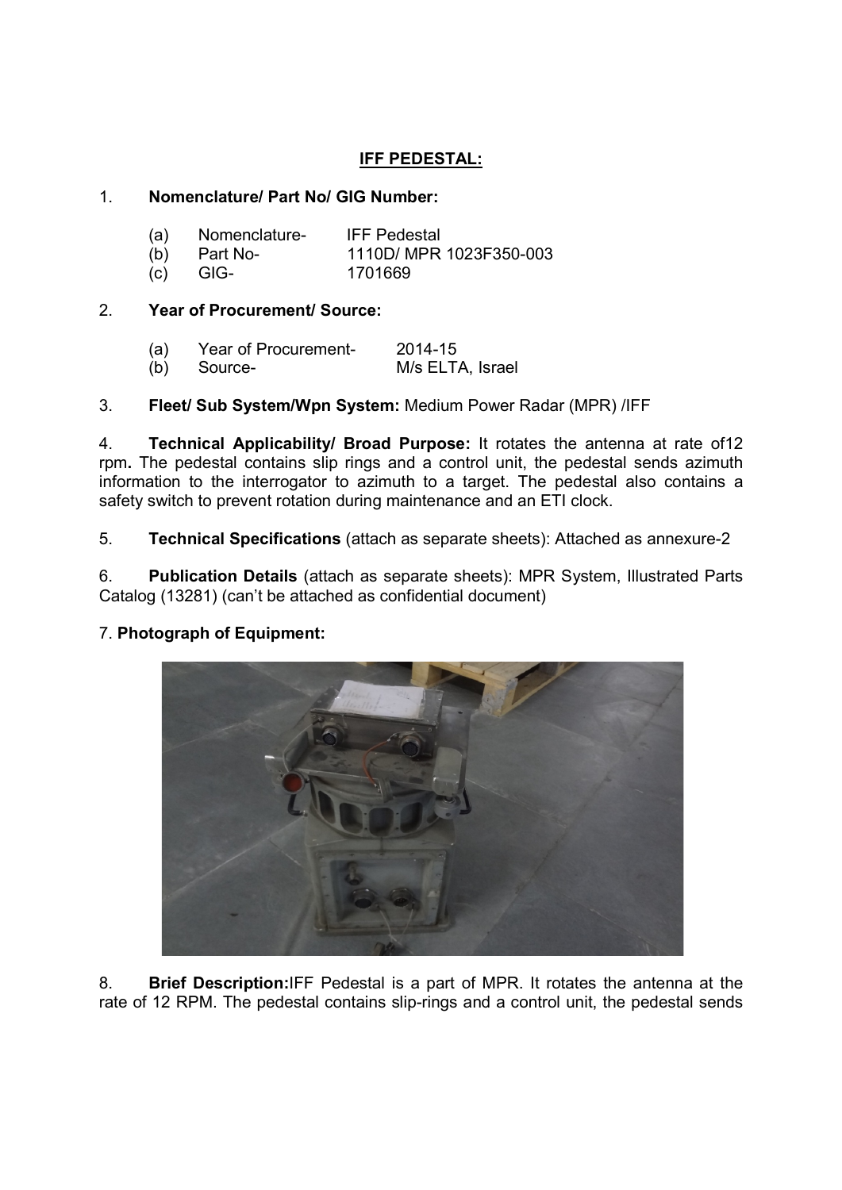## IFF PEDESTAL:

1. **Nomenclature/ Part No/ GIG Number:**

   (a) Nomenclature- IFF Pedestal
   (b) Part No- 1110D/ MPR 1023F350-003
   (c) GIG- 1701669

2. **Year of Procurement/ Source:**

   (a) Year of Procurement- 2014-15
   (b) Source- M/s ELTA, Israel

3. **Fleet/ Sub System/Wpn System:** Medium Power Radar (MPR) /IFF

4. **Technical Applicability/ Broad Purpose:** It rotates the antenna at rate of12 rpm**.** The pedestal contains slip rings and a control unit, the pedestal sends azimuth information to the interrogator to azimuth to a target. The pedestal also contains a safety switch to prevent rotation during maintenance and an ETI clock.

5. **Technical Specifications** (attach as separate sheets): Attached as annexure-2

6. **Publication Details** (attach as separate sheets): MPR System, Illustrated Parts Catalog (13281) (can't be attached as confidential document)

7. **Photograph of Equipment:**

8. **Brief Description:**IFF Pedestal is a part of MPR. It rotates the antenna at the rate of 12 RPM. The pedestal contains slip-rings and a control unit, the pedestal sends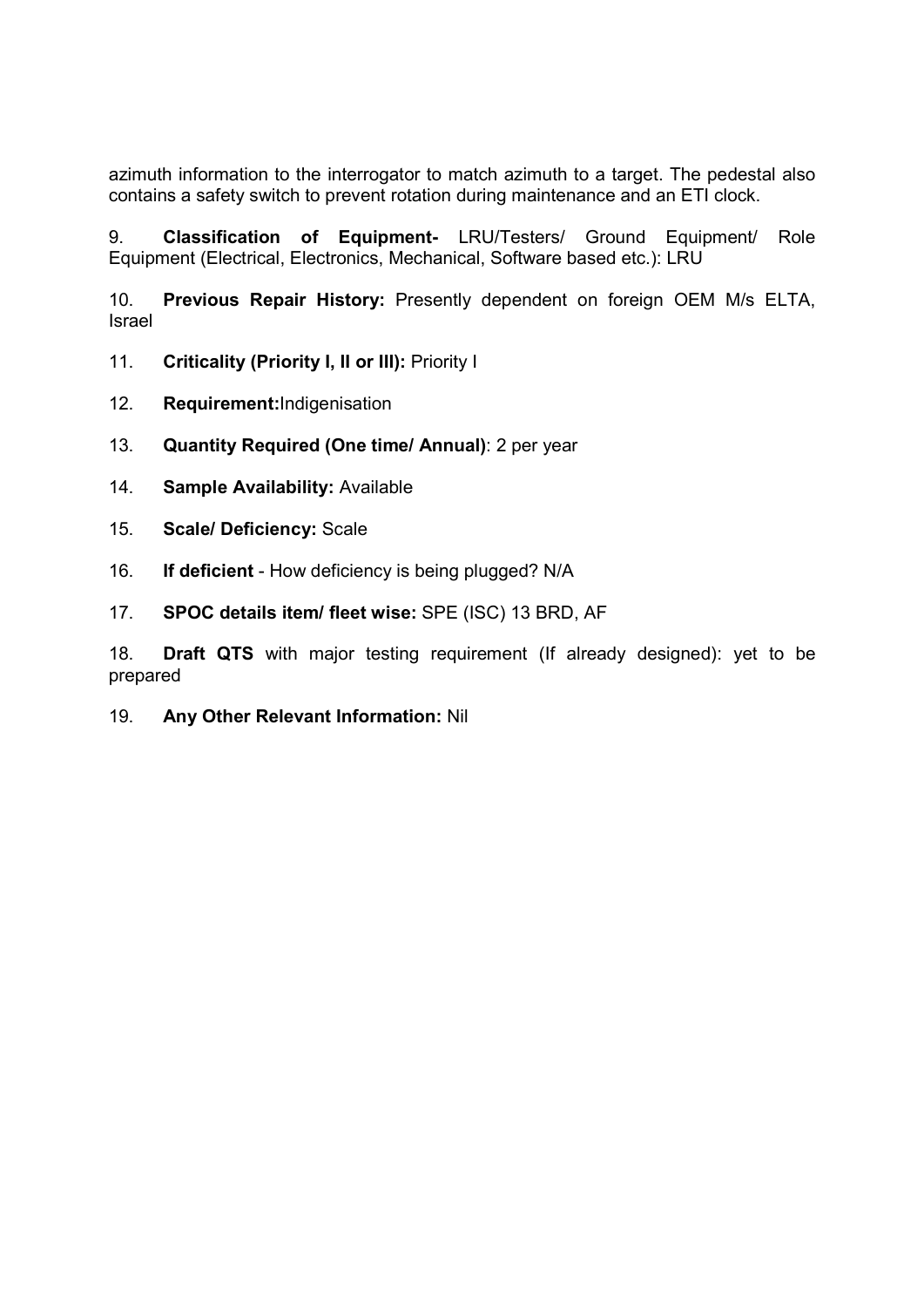azimuth information to the interrogator to match azimuth to a target. The pedestal also contains a safety switch to prevent rotation during maintenance and an ETI clock.

9. **Classification of Equipment-** LRU/Testers/ Ground Equipment/ Role Equipment (Electrical, Electronics, Mechanical, Software based etc.): LRU

10. **Previous Repair History:** Presently dependent on foreign OEM M/s ELTA, Israel

11. **Criticality (Priority I, II or III):** Priority I

12. **Requirement:**Indigenisation

13. **Quantity Required (One time/ Annual)**: 2 per year

14. **Sample Availability:** Available

15. **Scale/ Deficiency:** Scale

16. **If deficient** - How deficiency is being plugged? N/A

17. **SPOC details item/ fleet wise:** SPE (ISC) 13 BRD, AF

18. **Draft QTS** with major testing requirement (If already designed): yet to be prepared

19. **Any Other Relevant Information:** Nil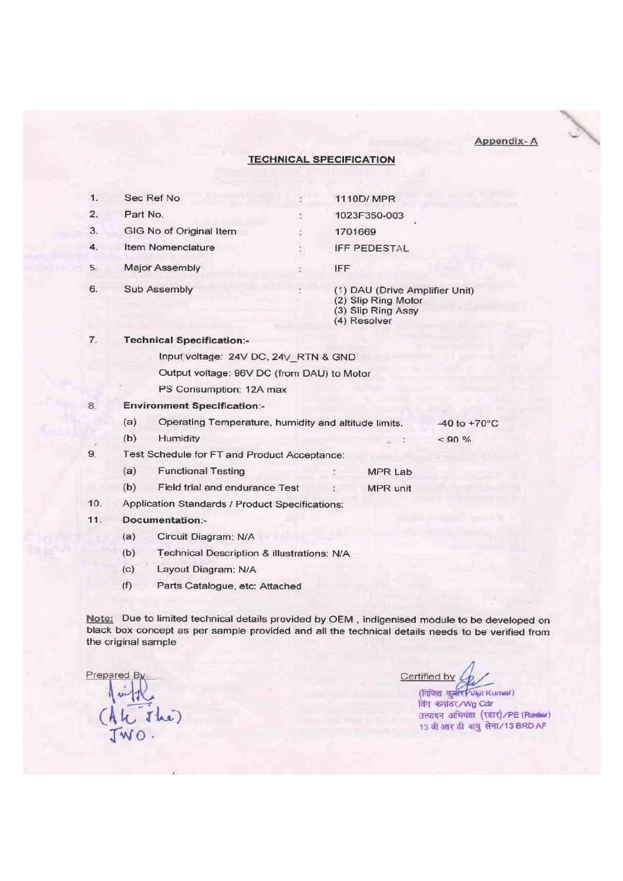Appendix- A

## TECHNICAL SPECIFICATION

| | | | |
|---|---|---|---|
| 1. | Sec Ref No | : | 1110D/ MPR |
| 2. | Part No. | : | 1023F350-003 |
| 3. | GIG No of Original Item | : | 1701669 |
| 4. | Item Nomenclature | : | IFF PEDESTAL |
| 5. | Major Assembly | : | IFF |
| 6. | Sub Assembly | : | (1) DAU (Drive Amplifier Unit)<br>(2) Slip Ring Motor<br>(3) Slip Ring Assy<br>(4) Resolver |

7. **Technical Specification:-**

Input voltage: 24V DC, 24V_RTN & GND

Output voltage: 96V DC (from DAU) to Motor

PS Consumption: 12A max

8. **Environment Specification:-**

(a) Operating Temperature, humidity and altitude limits. -40 to +70°C

(b) Humidity : < 90 %

9. Test Schedule for FT and Product Acceptance:

(a) Functional Testing : MPR Lab

(b) Field trial and endurance Test : MPR unit

10. Application Standards / Product Specifications:

11. **Documentation:-**

(a) Circuit Diagram: N/A

(b) Technical Description & illustrations: N/A

(c) Layout Diagram: N/A

(f) Parts Catalogue, etc: Attached

**Note:** Due to limited technical details provided by OEM , indigenised module to be developed on black box concept as per sample provided and all the technical details needs to be verified from the original sample

Prepared By

(AK Jha)
JWO.

Certified by

(विजित कुमार/Vijit Kumar)
विंग कमांडर/Wg Cdr
उत्पादन अभियंता (रडार)/PE (Radar)
13 बी आर डी वायु सेना/13 BRD AF